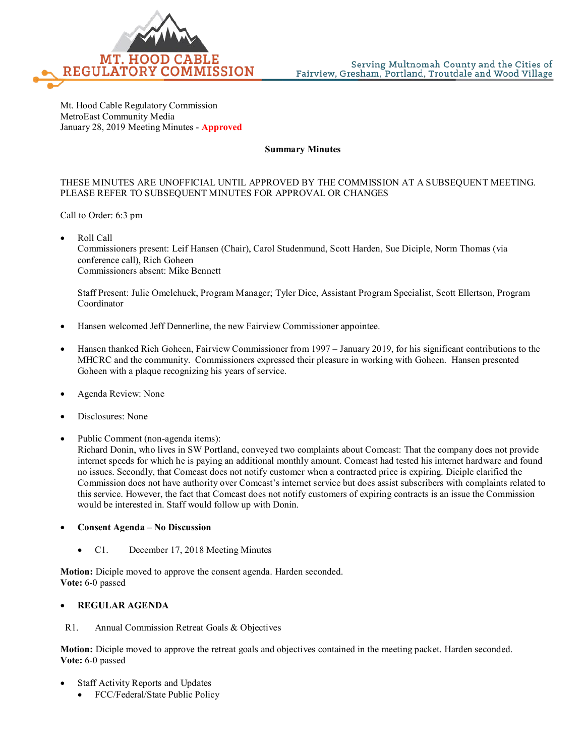# MT. HOOD CABLE REGULATORY COMMISSION

Serving Multnomah County and the Cities of Fairview, Gresham, Portland, Troutdale and Wood Village

Mt. Hood Cable Regulatory Commission
MetroEast Community Media
January 28, 2019 Meeting Minutes - **Approved**

**Summary Minutes**

THESE MINUTES ARE UNOFFICIAL UNTIL APPROVED BY THE COMMISSION AT A SUBSEQUENT MEETING. PLEASE REFER TO SUBSEQUENT MINUTES FOR APPROVAL OR CHANGES

Call to Order: 6:3 pm

- Roll Call
  Commissioners present: Leif Hansen (Chair), Carol Studenmund, Scott Harden, Sue Diciple, Norm Thomas (via conference call), Rich Goheen
  Commissioners absent: Mike Bennett

  Staff Present: Julie Omelchuck, Program Manager; Tyler Dice, Assistant Program Specialist, Scott Ellertson, Program Coordinator

- Hansen welcomed Jeff Dennerline, the new Fairview Commissioner appointee.

- Hansen thanked Rich Goheen, Fairview Commissioner from 1997 – January 2019, for his significant contributions to the MHCRC and the community. Commissioners expressed their pleasure in working with Goheen. Hansen presented Goheen with a plaque recognizing his years of service.

- Agenda Review: None

- Disclosures: None

- Public Comment (non-agenda items):
  Richard Donin, who lives in SW Portland, conveyed two complaints about Comcast: That the company does not provide internet speeds for which he is paying an additional monthly amount. Comcast had tested his internet hardware and found no issues. Secondly, that Comcast does not notify customer when a contracted price is expiring. Diciple clarified the Commission does not have authority over Comcast's internet service but does assist subscribers with complaints related to this service. However, the fact that Comcast does not notify customers of expiring contracts is an issue the Commission would be interested in. Staff would follow up with Donin.

- **Consent Agenda – No Discussion**

  - C1. December 17, 2018 Meeting Minutes

**Motion:** Diciple moved to approve the consent agenda. Harden seconded.
**Vote:** 6-0 passed

- **REGULAR AGENDA**

R1. Annual Commission Retreat Goals & Objectives

**Motion:** Diciple moved to approve the retreat goals and objectives contained in the meeting packet. Harden seconded.
**Vote:** 6-0 passed

- Staff Activity Reports and Updates
  - FCC/Federal/State Public Policy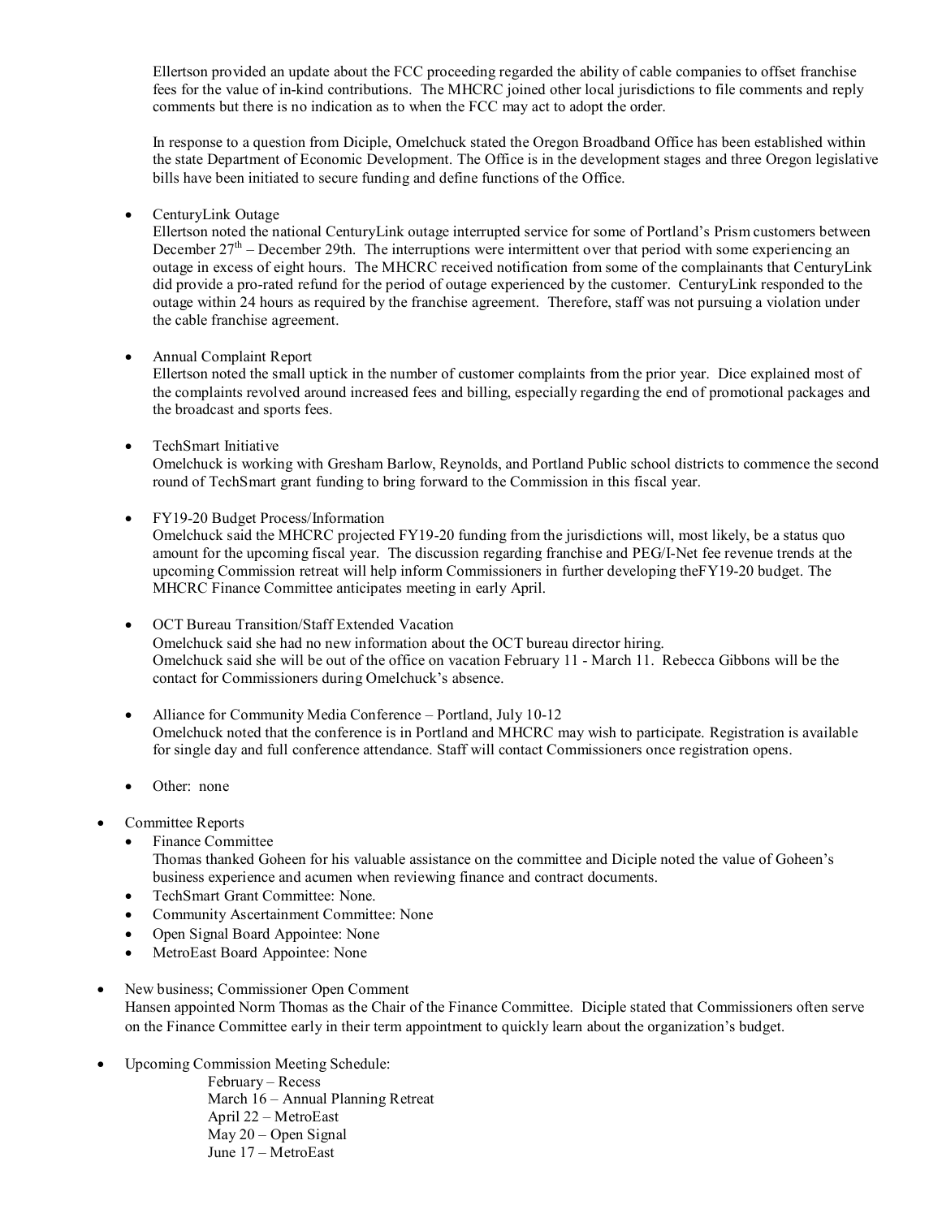Ellertson provided an update about the FCC proceeding regarded the ability of cable companies to offset franchise fees for the value of in-kind contributions. The MHCRC joined other local jurisdictions to file comments and reply comments but there is no indication as to when the FCC may act to adopt the order.

In response to a question from Diciple, Omelchuck stated the Oregon Broadband Office has been established within the state Department of Economic Development. The Office is in the development stages and three Oregon legislative bills have been initiated to secure funding and define functions of the Office.

- CenturyLink Outage
  Ellertson noted the national CenturyLink outage interrupted service for some of Portland's Prism customers between December 27th – December 29th. The interruptions were intermittent over that period with some experiencing an outage in excess of eight hours. The MHCRC received notification from some of the complainants that CenturyLink did provide a pro-rated refund for the period of outage experienced by the customer. CenturyLink responded to the outage within 24 hours as required by the franchise agreement. Therefore, staff was not pursuing a violation under the cable franchise agreement.

- Annual Complaint Report
  Ellertson noted the small uptick in the number of customer complaints from the prior year. Dice explained most of the complaints revolved around increased fees and billing, especially regarding the end of promotional packages and the broadcast and sports fees.

- TechSmart Initiative
  Omelchuck is working with Gresham Barlow, Reynolds, and Portland Public school districts to commence the second round of TechSmart grant funding to bring forward to the Commission in this fiscal year.

- FY19-20 Budget Process/Information
  Omelchuck said the MHCRC projected FY19-20 funding from the jurisdictions will, most likely, be a status quo amount for the upcoming fiscal year. The discussion regarding franchise and PEG/I-Net fee revenue trends at the upcoming Commission retreat will help inform Commissioners in further developing theFY19-20 budget. The MHCRC Finance Committee anticipates meeting in early April.

- OCT Bureau Transition/Staff Extended Vacation
  Omelchuck said she had no new information about the OCT bureau director hiring.
  Omelchuck said she will be out of the office on vacation February 11 - March 11. Rebecca Gibbons will be the contact for Commissioners during Omelchuck's absence.

- Alliance for Community Media Conference – Portland, July 10-12
  Omelchuck noted that the conference is in Portland and MHCRC may wish to participate. Registration is available for single day and full conference attendance. Staff will contact Commissioners once registration opens.

- Other: none

- Committee Reports
  - Finance Committee
    Thomas thanked Goheen for his valuable assistance on the committee and Diciple noted the value of Goheen's business experience and acumen when reviewing finance and contract documents.
  - TechSmart Grant Committee: None.
  - Community Ascertainment Committee: None
  - Open Signal Board Appointee: None
  - MetroEast Board Appointee: None

- New business; Commissioner Open Comment
  Hansen appointed Norm Thomas as the Chair of the Finance Committee. Diciple stated that Commissioners often serve on the Finance Committee early in their term appointment to quickly learn about the organization's budget.

- Upcoming Commission Meeting Schedule:
  - February – Recess
  - March 16 – Annual Planning Retreat
  - April 22 – MetroEast
  - May 20 – Open Signal
  - June 17 – MetroEast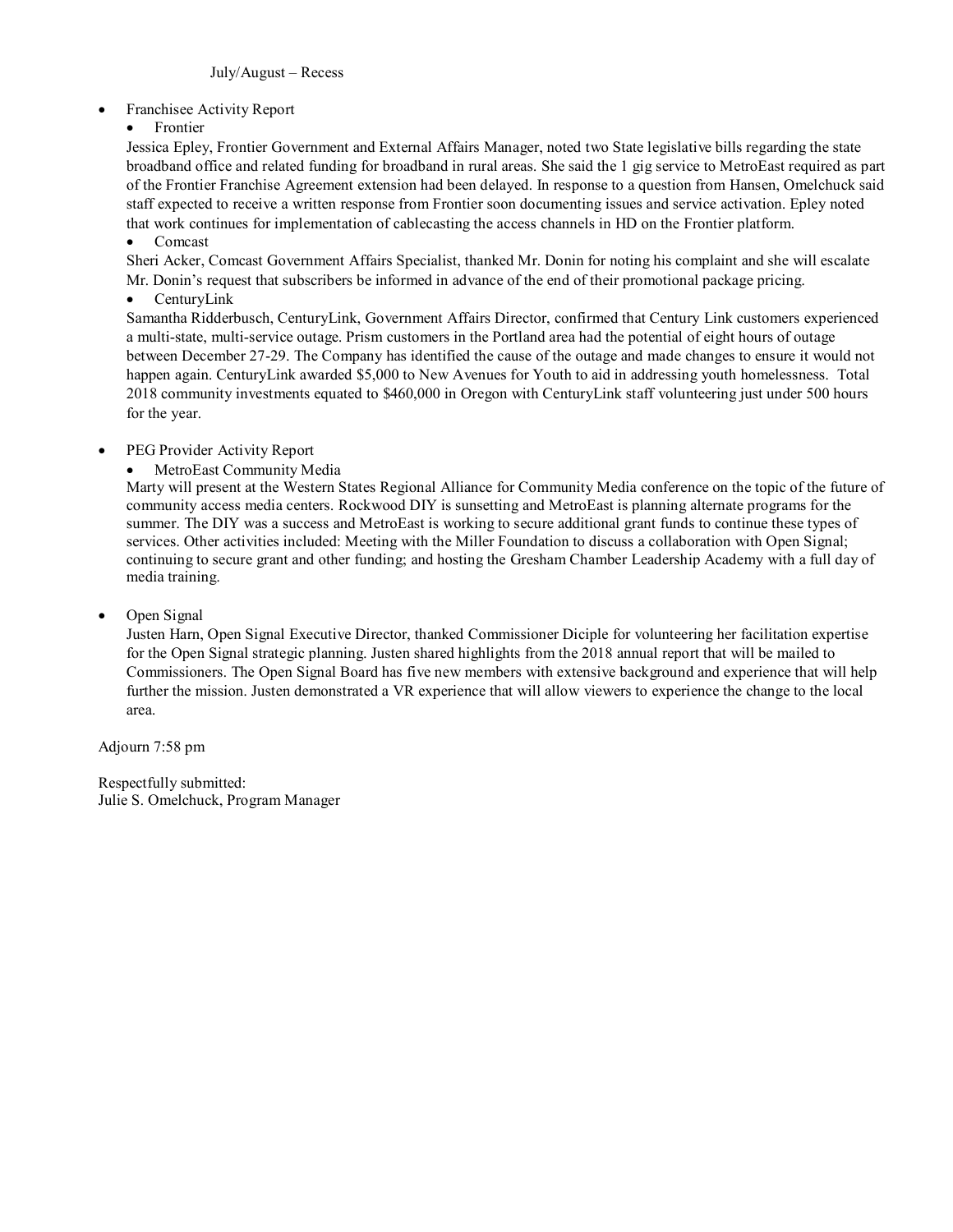July/August – Recess

- Franchisee Activity Report
  - Frontier

  Jessica Epley, Frontier Government and External Affairs Manager, noted two State legislative bills regarding the state broadband office and related funding for broadband in rural areas. She said the 1 gig service to MetroEast required as part of the Frontier Franchise Agreement extension had been delayed. In response to a question from Hansen, Omelchuck said staff expected to receive a written response from Frontier soon documenting issues and service activation. Epley noted that work continues for implementation of cablecasting the access channels in HD on the Frontier platform.

  - Comcast

  Sheri Acker, Comcast Government Affairs Specialist, thanked Mr. Donin for noting his complaint and she will escalate Mr. Donin's request that subscribers be informed in advance of the end of their promotional package pricing.

  - CenturyLink

  Samantha Ridderbusch, CenturyLink, Government Affairs Director, confirmed that Century Link customers experienced a multi-state, multi-service outage. Prism customers in the Portland area had the potential of eight hours of outage between December 27-29. The Company has identified the cause of the outage and made changes to ensure it would not happen again. CenturyLink awarded $5,000 to New Avenues for Youth to aid in addressing youth homelessness. Total 2018 community investments equated to $460,000 in Oregon with CenturyLink staff volunteering just under 500 hours for the year.

- PEG Provider Activity Report
  - MetroEast Community Media

  Marty will present at the Western States Regional Alliance for Community Media conference on the topic of the future of community access media centers. Rockwood DIY is sunsetting and MetroEast is planning alternate programs for the summer. The DIY was a success and MetroEast is working to secure additional grant funds to continue these types of services. Other activities included: Meeting with the Miller Foundation to discuss a collaboration with Open Signal; continuing to secure grant and other funding; and hosting the Gresham Chamber Leadership Academy with a full day of media training.

- Open Signal

  Justen Harn, Open Signal Executive Director, thanked Commissioner Diciple for volunteering her facilitation expertise for the Open Signal strategic planning. Justen shared highlights from the 2018 annual report that will be mailed to Commissioners. The Open Signal Board has five new members with extensive background and experience that will help further the mission. Justen demonstrated a VR experience that will allow viewers to experience the change to the local area.

Adjourn 7:58 pm

Respectfully submitted:
Julie S. Omelchuck, Program Manager